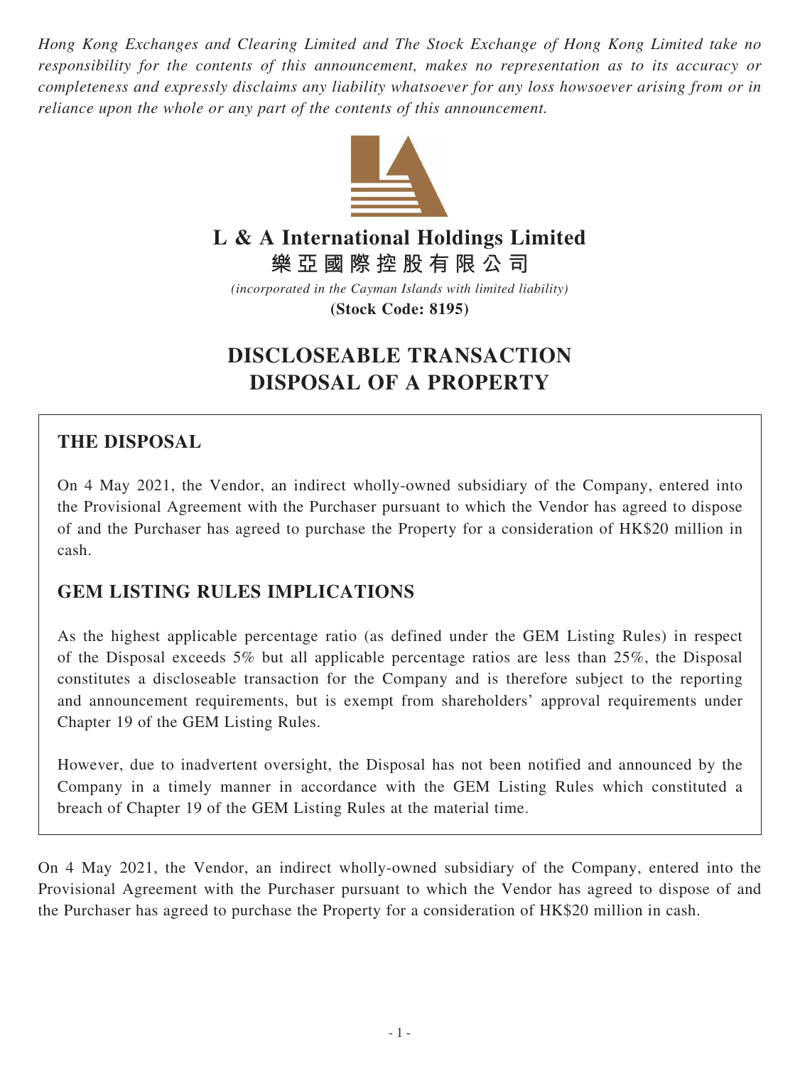*Hong Kong Exchanges and Clearing Limited and The Stock Exchange of Hong Kong Limited take no responsibility for the contents of this announcement, makes no representation as to its accuracy or completeness and expressly disclaims any liability whatsoever for any loss howsoever arising from or in reliance upon the whole or any part of the contents of this announcement.*

# L & A International Holdings Limited
# 樂亞國際控股有限公司

*(incorporated in the Cayman Islands with limited liability)*

**(Stock Code: 8195)**

# DISCLOSEABLE TRANSACTION
# DISPOSAL OF A PROPERTY

## THE DISPOSAL

On 4 May 2021, the Vendor, an indirect wholly-owned subsidiary of the Company, entered into the Provisional Agreement with the Purchaser pursuant to which the Vendor has agreed to dispose of and the Purchaser has agreed to purchase the Property for a consideration of HK$20 million in cash.

## GEM LISTING RULES IMPLICATIONS

As the highest applicable percentage ratio (as defined under the GEM Listing Rules) in respect of the Disposal exceeds 5% but all applicable percentage ratios are less than 25%, the Disposal constitutes a discloseable transaction for the Company and is therefore subject to the reporting and announcement requirements, but is exempt from shareholders' approval requirements under Chapter 19 of the GEM Listing Rules.

However, due to inadvertent oversight, the Disposal has not been notified and announced by the Company in a timely manner in accordance with the GEM Listing Rules which constituted a breach of Chapter 19 of the GEM Listing Rules at the material time.

On 4 May 2021, the Vendor, an indirect wholly-owned subsidiary of the Company, entered into the Provisional Agreement with the Purchaser pursuant to which the Vendor has agreed to dispose of and the Purchaser has agreed to purchase the Property for a consideration of HK$20 million in cash.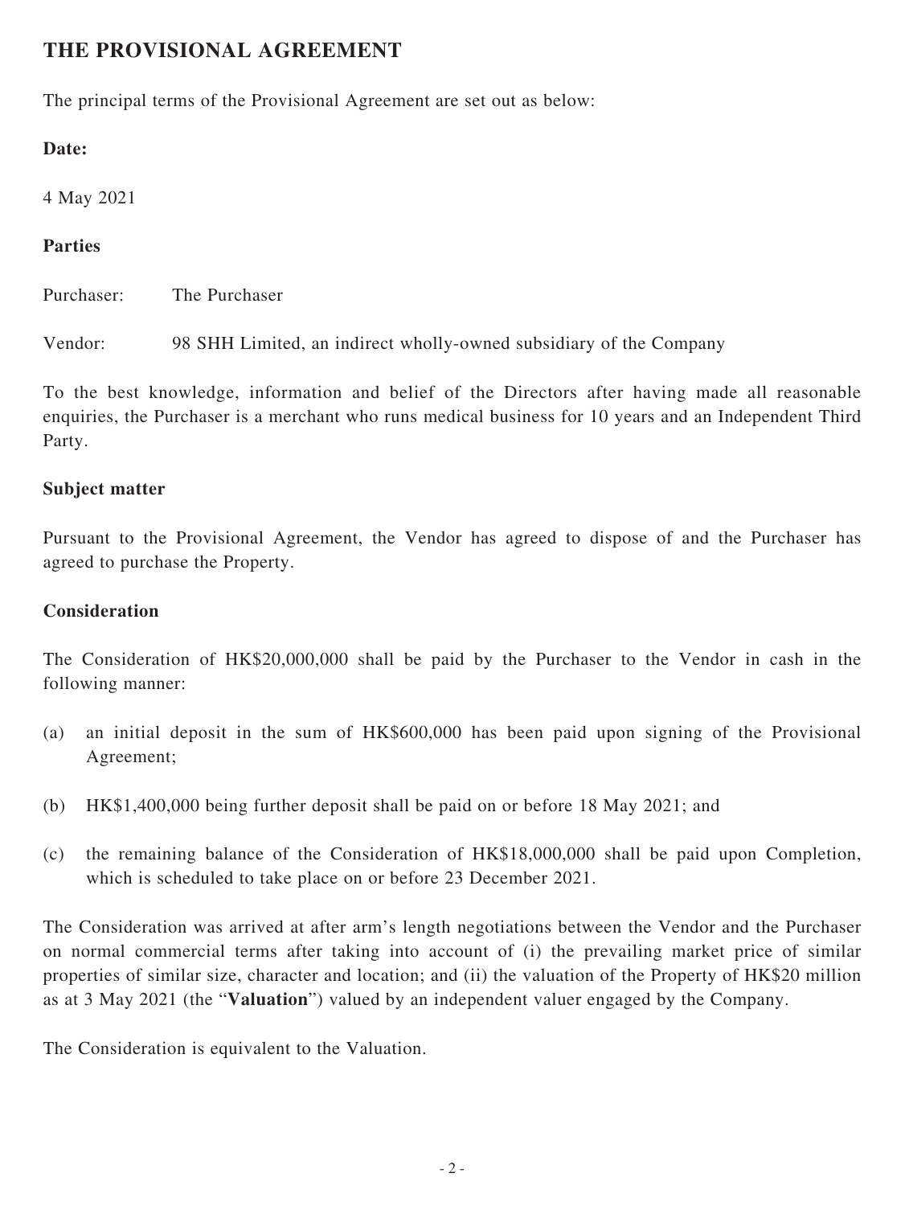## THE PROVISIONAL AGREEMENT

The principal terms of the Provisional Agreement are set out as below:

**Date:**

4 May 2021

**Parties**

Purchaser: The Purchaser

Vendor: 98 SHH Limited, an indirect wholly-owned subsidiary of the Company

To the best knowledge, information and belief of the Directors after having made all reasonable enquiries, the Purchaser is a merchant who runs medical business for 10 years and an Independent Third Party.

**Subject matter**

Pursuant to the Provisional Agreement, the Vendor has agreed to dispose of and the Purchaser has agreed to purchase the Property.

**Consideration**

The Consideration of HK$20,000,000 shall be paid by the Purchaser to the Vendor in cash in the following manner:

(a) an initial deposit in the sum of HK$600,000 has been paid upon signing of the Provisional Agreement;

(b) HK$1,400,000 being further deposit shall be paid on or before 18 May 2021; and

(c) the remaining balance of the Consideration of HK$18,000,000 shall be paid upon Completion, which is scheduled to take place on or before 23 December 2021.

The Consideration was arrived at after arm's length negotiations between the Vendor and the Purchaser on normal commercial terms after taking into account of (i) the prevailing market price of similar properties of similar size, character and location; and (ii) the valuation of the Property of HK$20 million as at 3 May 2021 (the "**Valuation**") valued by an independent valuer engaged by the Company.

The Consideration is equivalent to the Valuation.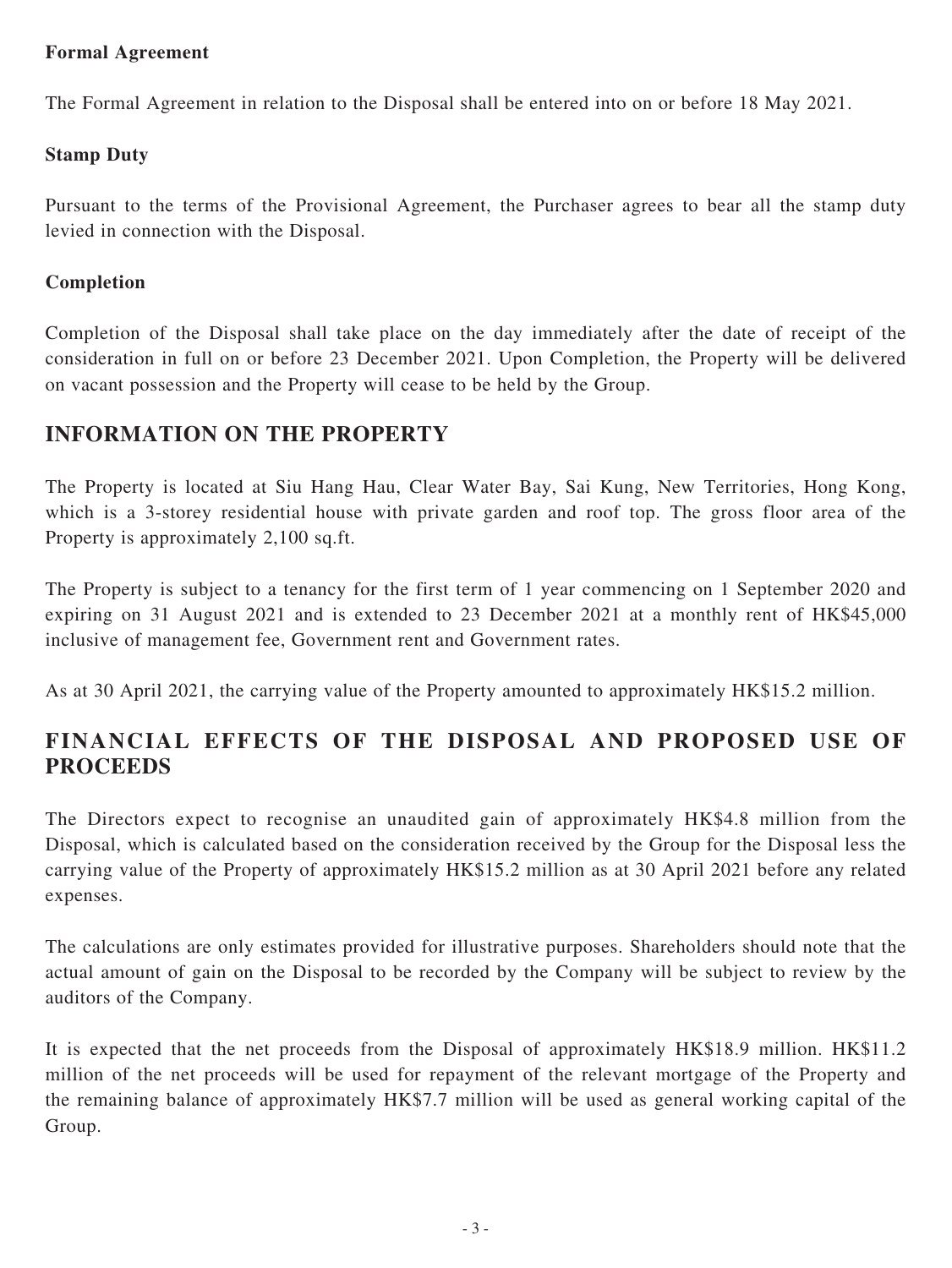### Formal Agreement

The Formal Agreement in relation to the Disposal shall be entered into on or before 18 May 2021.

### Stamp Duty

Pursuant to the terms of the Provisional Agreement, the Purchaser agrees to bear all the stamp duty levied in connection with the Disposal.

### Completion

Completion of the Disposal shall take place on the day immediately after the date of receipt of the consideration in full on or before 23 December 2021. Upon Completion, the Property will be delivered on vacant possession and the Property will cease to be held by the Group.

## INFORMATION ON THE PROPERTY

The Property is located at Siu Hang Hau, Clear Water Bay, Sai Kung, New Territories, Hong Kong, which is a 3-storey residential house with private garden and roof top. The gross floor area of the Property is approximately 2,100 sq.ft.

The Property is subject to a tenancy for the first term of 1 year commencing on 1 September 2020 and expiring on 31 August 2021 and is extended to 23 December 2021 at a monthly rent of HK$45,000 inclusive of management fee, Government rent and Government rates.

As at 30 April 2021, the carrying value of the Property amounted to approximately HK$15.2 million.

## FINANCIAL EFFECTS OF THE DISPOSAL AND PROPOSED USE OF PROCEEDS

The Directors expect to recognise an unaudited gain of approximately HK$4.8 million from the Disposal, which is calculated based on the consideration received by the Group for the Disposal less the carrying value of the Property of approximately HK$15.2 million as at 30 April 2021 before any related expenses.

The calculations are only estimates provided for illustrative purposes. Shareholders should note that the actual amount of gain on the Disposal to be recorded by the Company will be subject to review by the auditors of the Company.

It is expected that the net proceeds from the Disposal of approximately HK$18.9 million. HK$11.2 million of the net proceeds will be used for repayment of the relevant mortgage of the Property and the remaining balance of approximately HK$7.7 million will be used as general working capital of the Group.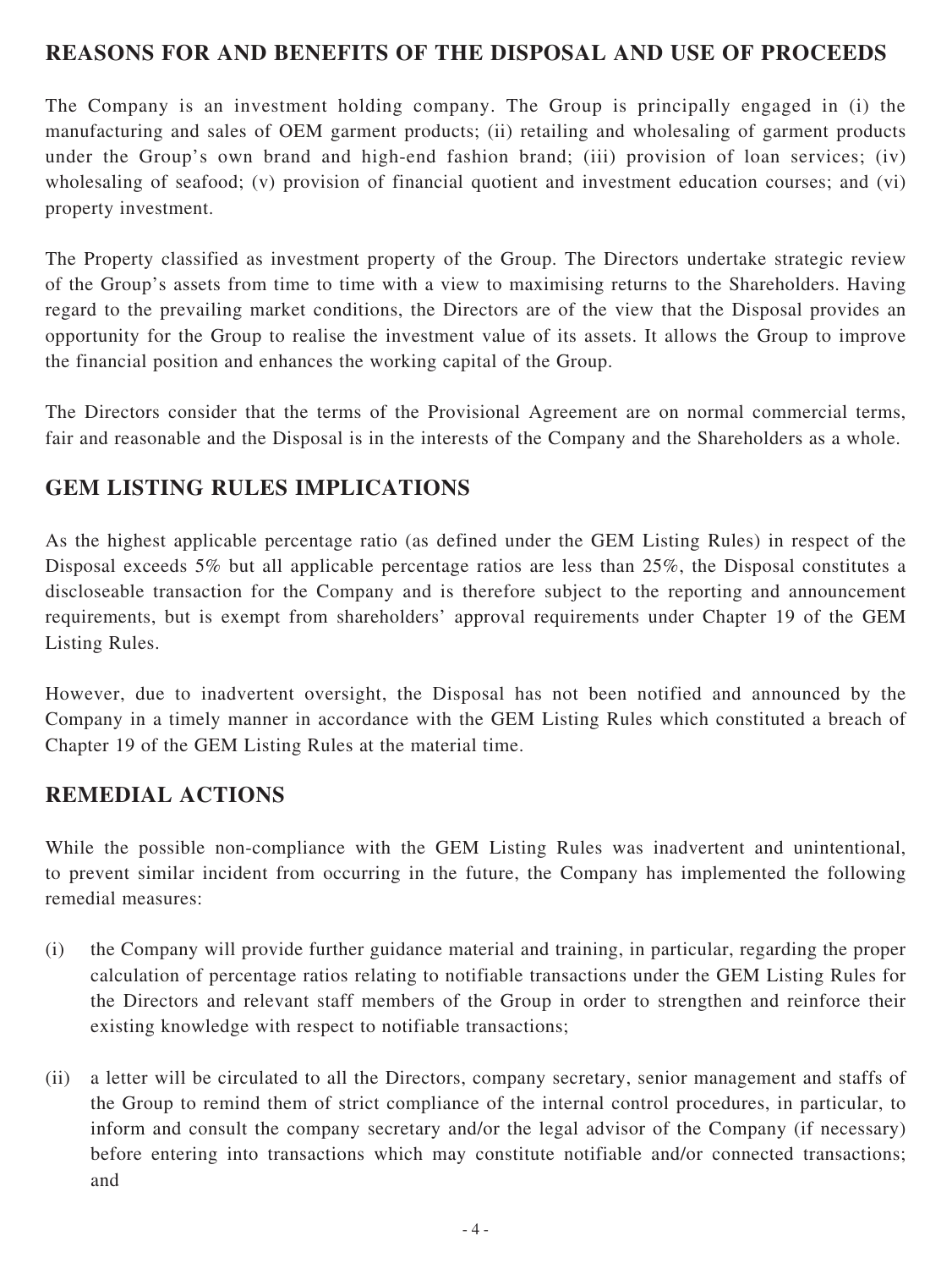## REASONS FOR AND BENEFITS OF THE DISPOSAL AND USE OF PROCEEDS

The Company is an investment holding company. The Group is principally engaged in (i) the manufacturing and sales of OEM garment products; (ii) retailing and wholesaling of garment products under the Group's own brand and high-end fashion brand; (iii) provision of loan services; (iv) wholesaling of seafood; (v) provision of financial quotient and investment education courses; and (vi) property investment.

The Property classified as investment property of the Group. The Directors undertake strategic review of the Group's assets from time to time with a view to maximising returns to the Shareholders. Having regard to the prevailing market conditions, the Directors are of the view that the Disposal provides an opportunity for the Group to realise the investment value of its assets. It allows the Group to improve the financial position and enhances the working capital of the Group.

The Directors consider that the terms of the Provisional Agreement are on normal commercial terms, fair and reasonable and the Disposal is in the interests of the Company and the Shareholders as a whole.

## GEM LISTING RULES IMPLICATIONS

As the highest applicable percentage ratio (as defined under the GEM Listing Rules) in respect of the Disposal exceeds 5% but all applicable percentage ratios are less than 25%, the Disposal constitutes a discloseable transaction for the Company and is therefore subject to the reporting and announcement requirements, but is exempt from shareholders' approval requirements under Chapter 19 of the GEM Listing Rules.

However, due to inadvertent oversight, the Disposal has not been notified and announced by the Company in a timely manner in accordance with the GEM Listing Rules which constituted a breach of Chapter 19 of the GEM Listing Rules at the material time.

## REMEDIAL ACTIONS

While the possible non-compliance with the GEM Listing Rules was inadvertent and unintentional, to prevent similar incident from occurring in the future, the Company has implemented the following remedial measures:

(i) the Company will provide further guidance material and training, in particular, regarding the proper calculation of percentage ratios relating to notifiable transactions under the GEM Listing Rules for the Directors and relevant staff members of the Group in order to strengthen and reinforce their existing knowledge with respect to notifiable transactions;

(ii) a letter will be circulated to all the Directors, company secretary, senior management and staffs of the Group to remind them of strict compliance of the internal control procedures, in particular, to inform and consult the company secretary and/or the legal advisor of the Company (if necessary) before entering into transactions which may constitute notifiable and/or connected transactions; and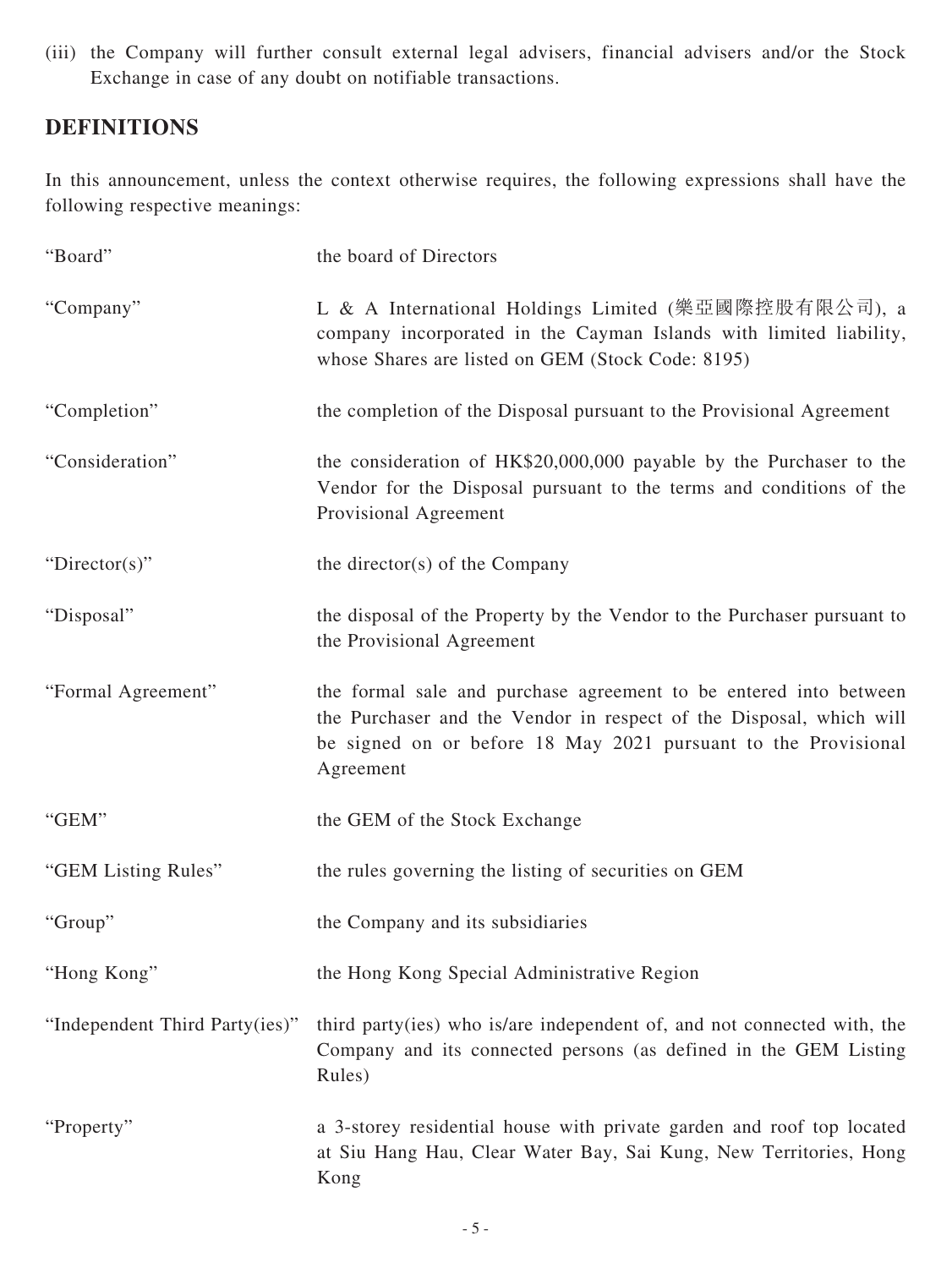(iii) the Company will further consult external legal advisers, financial advisers and/or the Stock Exchange in case of any doubt on notifiable transactions.

## DEFINITIONS

In this announcement, unless the context otherwise requires, the following expressions shall have the following respective meanings:

| | |
|---|---|
| "Board" | the board of Directors |
| "Company" | L & A International Holdings Limited (樂亞國際控股有限公司), a company incorporated in the Cayman Islands with limited liability, whose Shares are listed on GEM (Stock Code: 8195) |
| "Completion" | the completion of the Disposal pursuant to the Provisional Agreement |
| "Consideration" | the consideration of HK$20,000,000 payable by the Purchaser to the Vendor for the Disposal pursuant to the terms and conditions of the Provisional Agreement |
| "Director(s)" | the director(s) of the Company |
| "Disposal" | the disposal of the Property by the Vendor to the Purchaser pursuant to the Provisional Agreement |
| "Formal Agreement" | the formal sale and purchase agreement to be entered into between the Purchaser and the Vendor in respect of the Disposal, which will be signed on or before 18 May 2021 pursuant to the Provisional Agreement |
| "GEM" | the GEM of the Stock Exchange |
| "GEM Listing Rules" | the rules governing the listing of securities on GEM |
| "Group" | the Company and its subsidiaries |
| "Hong Kong" | the Hong Kong Special Administrative Region |
| "Independent Third Party(ies)" | third party(ies) who is/are independent of, and not connected with, the Company and its connected persons (as defined in the GEM Listing Rules) |
| "Property" | a 3-storey residential house with private garden and roof top located at Siu Hang Hau, Clear Water Bay, Sai Kung, New Territories, Hong Kong |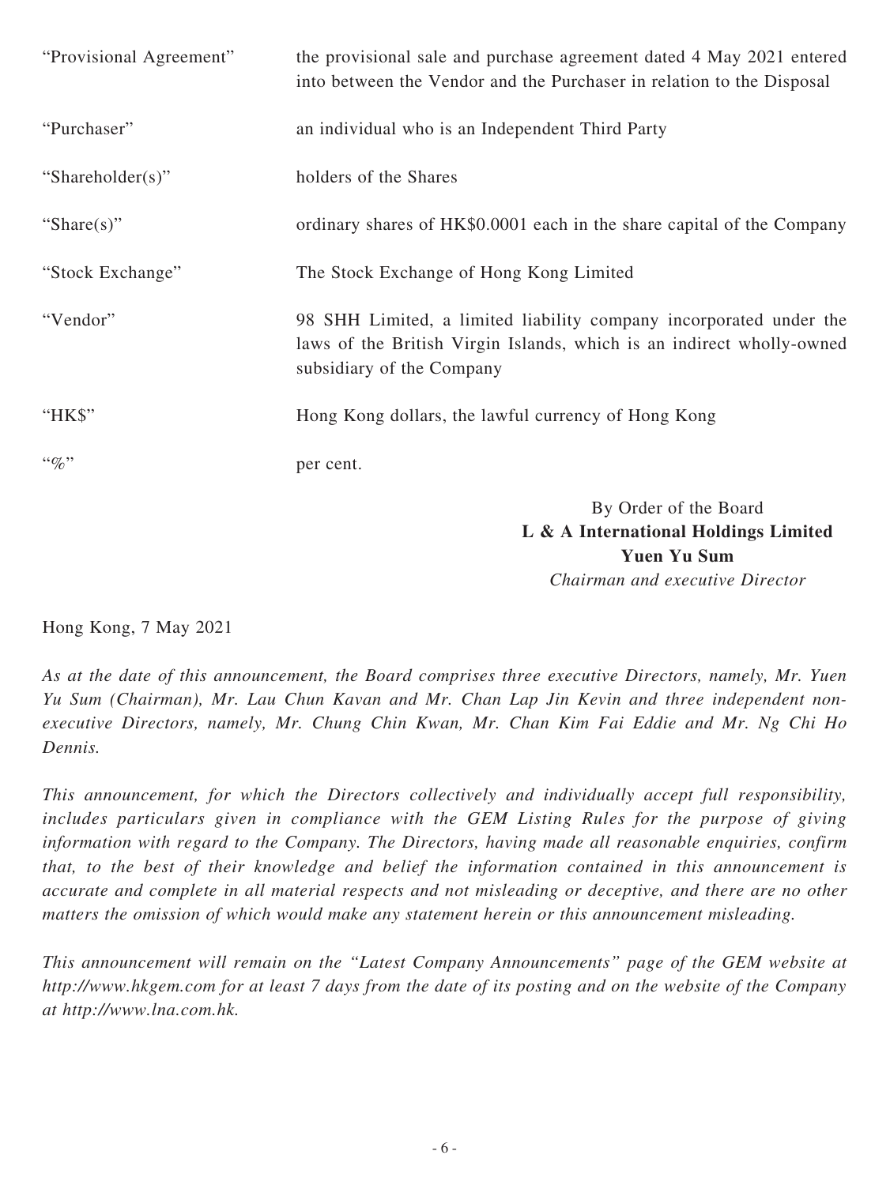| | |
|---|---|
| "Provisional Agreement" | the provisional sale and purchase agreement dated 4 May 2021 entered into between the Vendor and the Purchaser in relation to the Disposal |
| "Purchaser" | an individual who is an Independent Third Party |
| "Shareholder(s)" | holders of the Shares |
| "Share(s)" | ordinary shares of HK$0.0001 each in the share capital of the Company |
| "Stock Exchange" | The Stock Exchange of Hong Kong Limited |
| "Vendor" | 98 SHH Limited, a limited liability company incorporated under the laws of the British Virgin Islands, which is an indirect wholly-owned subsidiary of the Company |
| "HK$" | Hong Kong dollars, the lawful currency of Hong Kong |
| "%" | per cent. |

By Order of the Board
**L & A International Holdings Limited**
**Yuen Yu Sum**
*Chairman and executive Director*

Hong Kong, 7 May 2021

*As at the date of this announcement, the Board comprises three executive Directors, namely, Mr. Yuen Yu Sum (Chairman), Mr. Lau Chun Kavan and Mr. Chan Lap Jin Kevin and three independent non-executive Directors, namely, Mr. Chung Chin Kwan, Mr. Chan Kim Fai Eddie and Mr. Ng Chi Ho Dennis.*

*This announcement, for which the Directors collectively and individually accept full responsibility, includes particulars given in compliance with the GEM Listing Rules for the purpose of giving information with regard to the Company. The Directors, having made all reasonable enquiries, confirm that, to the best of their knowledge and belief the information contained in this announcement is accurate and complete in all material respects and not misleading or deceptive, and there are no other matters the omission of which would make any statement herein or this announcement misleading.*

*This announcement will remain on the "Latest Company Announcements" page of the GEM website at http://www.hkgem.com for at least 7 days from the date of its posting and on the website of the Company at http://www.lna.com.hk.*